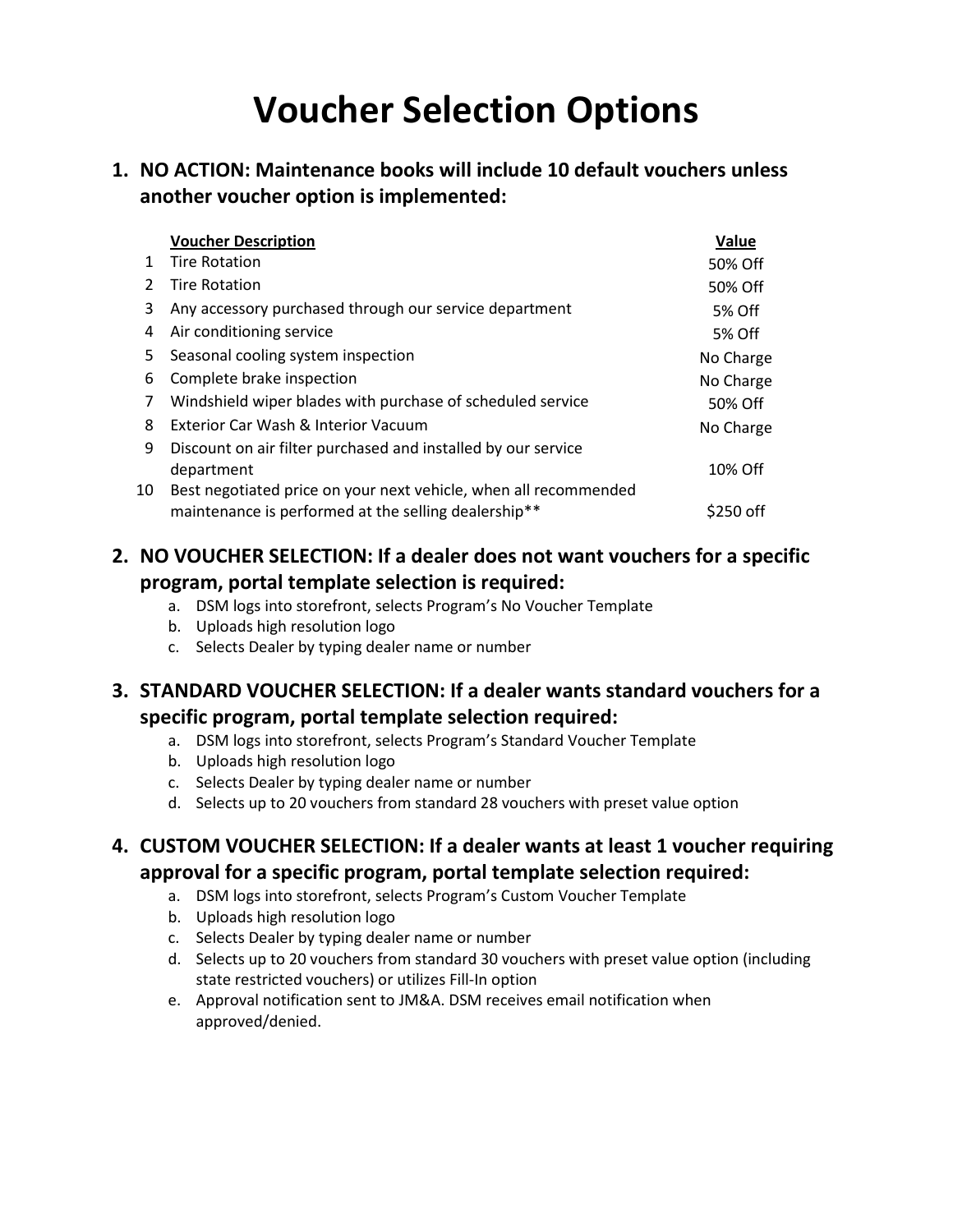# Voucher Selection Options

1. **NO ACTION: Maintenance books will include 10 default vouchers unless another voucher option is implemented:**

| | Voucher Description | Value |
|---|---|---|
| 1 | Tire Rotation | 50% Off |
| 2 | Tire Rotation | 50% Off |
| 3 | Any accessory purchased through our service department | 5% Off |
| 4 | Air conditioning service | 5% Off |
| 5 | Seasonal cooling system inspection | No Charge |
| 6 | Complete brake inspection | No Charge |
| 7 | Windshield wiper blades with purchase of scheduled service | 50% Off |
| 8 | Exterior Car Wash & Interior Vacuum | No Charge |
| 9 | Discount on air filter purchased and installed by our service department | 10% Off |
| 10 | Best negotiated price on your next vehicle, when all recommended maintenance is performed at the selling dealership** | $250 off |

2. **NO VOUCHER SELECTION: If a dealer does not want vouchers for a specific program, portal template selection is required:**
   a. DSM logs into storefront, selects Program's No Voucher Template
   b. Uploads high resolution logo
   c. Selects Dealer by typing dealer name or number

3. **STANDARD VOUCHER SELECTION: If a dealer wants standard vouchers for a specific program, portal template selection required:**
   a. DSM logs into storefront, selects Program's Standard Voucher Template
   b. Uploads high resolution logo
   c. Selects Dealer by typing dealer name or number
   d. Selects up to 20 vouchers from standard 28 vouchers with preset value option

4. **CUSTOM VOUCHER SELECTION: If a dealer wants at least 1 voucher requiring approval for a specific program, portal template selection required:**
   a. DSM logs into storefront, selects Program's Custom Voucher Template
   b. Uploads high resolution logo
   c. Selects Dealer by typing dealer name or number
   d. Selects up to 20 vouchers from standard 30 vouchers with preset value option (including state restricted vouchers) or utilizes Fill-In option
   e. Approval notification sent to JM&A. DSM receives email notification when approved/denied.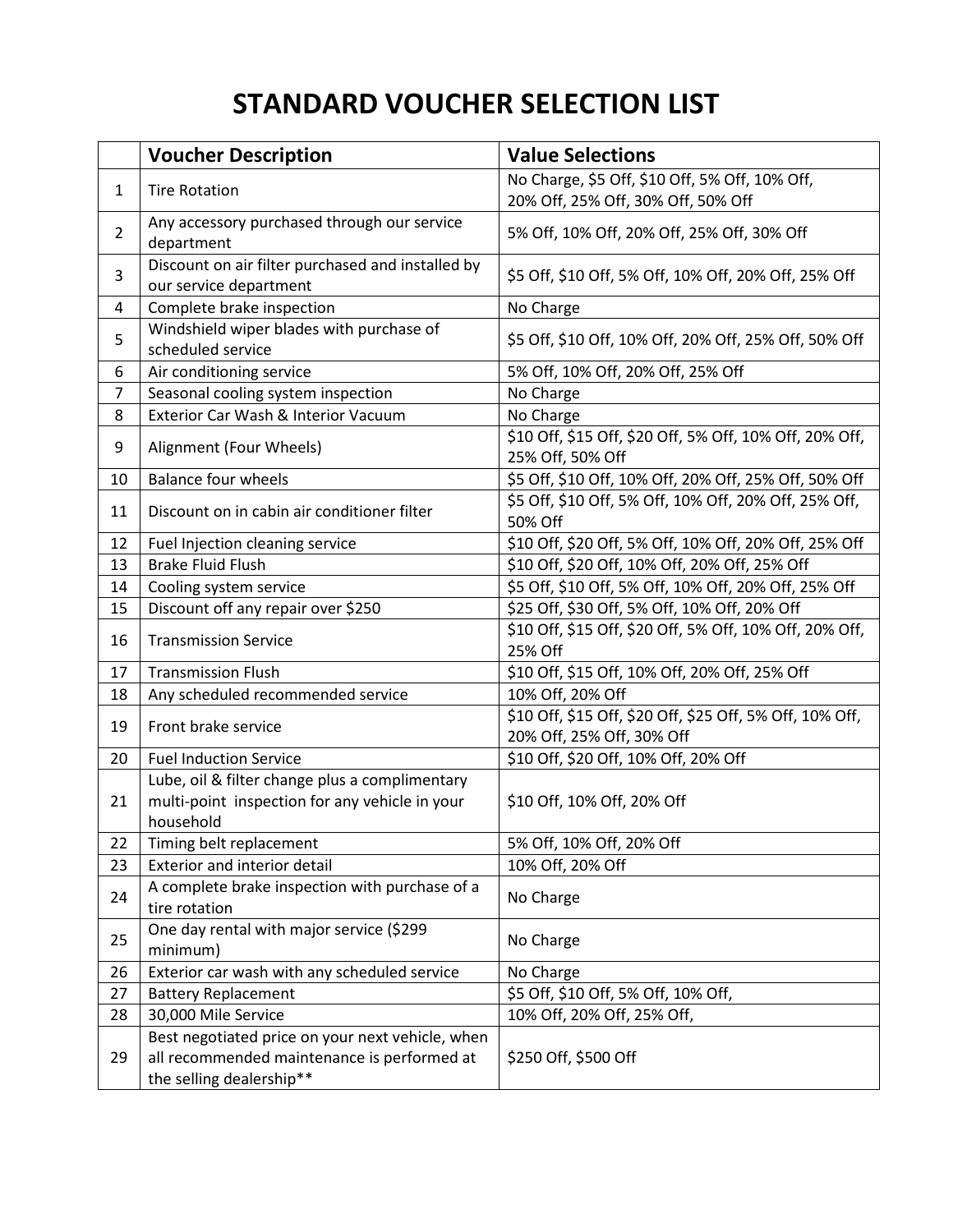# STANDARD VOUCHER SELECTION LIST

| | Voucher Description | Value Selections |
|---|---|---|
| 1 | Tire Rotation | No Charge, $5 Off, $10 Off, 5% Off, 10% Off, 20% Off, 25% Off, 30% Off, 50% Off |
| 2 | Any accessory purchased through our service department | 5% Off, 10% Off, 20% Off, 25% Off, 30% Off |
| 3 | Discount on air filter purchased and installed by our service department | $5 Off, $10 Off, 5% Off, 10% Off, 20% Off, 25% Off |
| 4 | Complete brake inspection | No Charge |
| 5 | Windshield wiper blades with purchase of scheduled service | $5 Off, $10 Off, 10% Off, 20% Off, 25% Off, 50% Off |
| 6 | Air conditioning service | 5% Off, 10% Off, 20% Off, 25% Off |
| 7 | Seasonal cooling system inspection | No Charge |
| 8 | Exterior Car Wash & Interior Vacuum | No Charge |
| 9 | Alignment (Four Wheels) | $10 Off, $15 Off, $20 Off, 5% Off, 10% Off, 20% Off, 25% Off, 50% Off |
| 10 | Balance four wheels | $5 Off, $10 Off, 10% Off, 20% Off, 25% Off, 50% Off |
| 11 | Discount on in cabin air conditioner filter | $5 Off, $10 Off, 5% Off, 10% Off, 20% Off, 25% Off, 50% Off |
| 12 | Fuel Injection cleaning service | $10 Off, $20 Off, 5% Off, 10% Off, 20% Off, 25% Off |
| 13 | Brake Fluid Flush | $10 Off, $20 Off, 10% Off, 20% Off, 25% Off |
| 14 | Cooling system service | $5 Off, $10 Off, 5% Off, 10% Off, 20% Off, 25% Off |
| 15 | Discount off any repair over $250 | $25 Off, $30 Off, 5% Off, 10% Off, 20% Off |
| 16 | Transmission Service | $10 Off, $15 Off, $20 Off, 5% Off, 10% Off, 20% Off, 25% Off |
| 17 | Transmission Flush | $10 Off, $15 Off, 10% Off, 20% Off, 25% Off |
| 18 | Any scheduled recommended service | 10% Off, 20% Off |
| 19 | Front brake service | $10 Off, $15 Off, $20 Off, $25 Off, 5% Off, 10% Off, 20% Off, 25% Off, 30% Off |
| 20 | Fuel Induction Service | $10 Off, $20 Off, 10% Off, 20% Off |
| 21 | Lube, oil & filter change plus a complimentary multi-point inspection for any vehicle in your household | $10 Off, 10% Off, 20% Off |
| 22 | Timing belt replacement | 5% Off, 10% Off, 20% Off |
| 23 | Exterior and interior detail | 10% Off, 20% Off |
| 24 | A complete brake inspection with purchase of a tire rotation | No Charge |
| 25 | One day rental with major service ($299 minimum) | No Charge |
| 26 | Exterior car wash with any scheduled service | No Charge |
| 27 | Battery Replacement | $5 Off, $10 Off, 5% Off, 10% Off, |
| 28 | 30,000 Mile Service | 10% Off, 20% Off, 25% Off, |
| 29 | Best negotiated price on your next vehicle, when all recommended maintenance is performed at the selling dealership** | $250 Off, $500 Off |